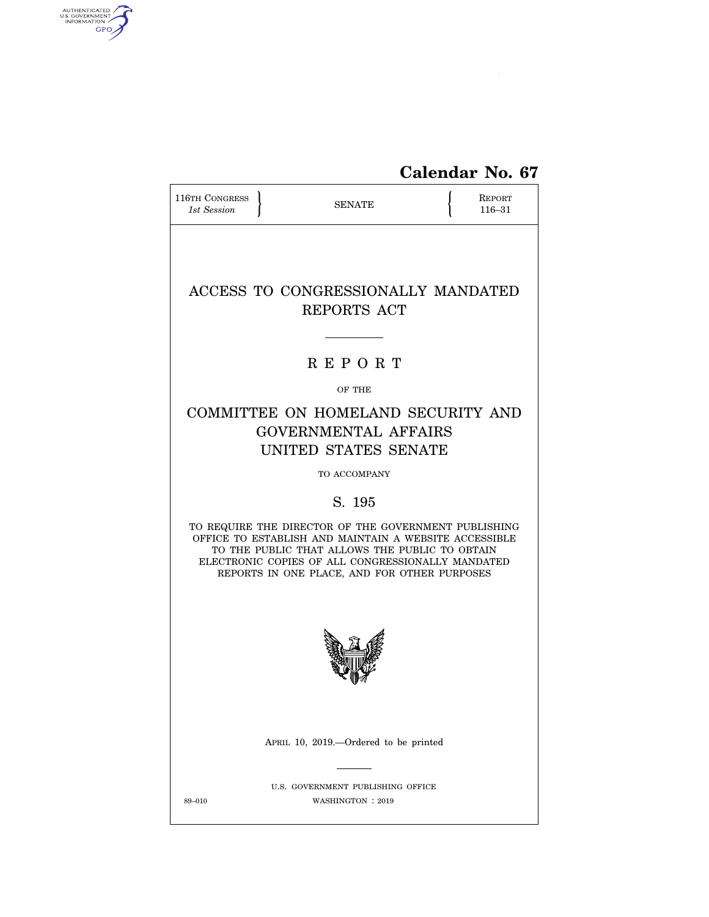Calendar No. 67

116TH CONGRESS
*1st Session*

SENATE

REPORT
116–31

# ACCESS TO CONGRESSIONALLY MANDATED REPORTS ACT

## R E P O R T

OF THE

## COMMITTEE ON HOMELAND SECURITY AND GOVERNMENTAL AFFAIRS UNITED STATES SENATE

TO ACCOMPANY

## S. 195

TO REQUIRE THE DIRECTOR OF THE GOVERNMENT PUBLISHING OFFICE TO ESTABLISH AND MAINTAIN A WEBSITE ACCESSIBLE TO THE PUBLIC THAT ALLOWS THE PUBLIC TO OBTAIN ELECTRONIC COPIES OF ALL CONGRESSIONALLY MANDATED REPORTS IN ONE PLACE, AND FOR OTHER PURPOSES

APRIL 10, 2019.—Ordered to be printed

U.S. GOVERNMENT PUBLISHING OFFICE
89–010 WASHINGTON : 2019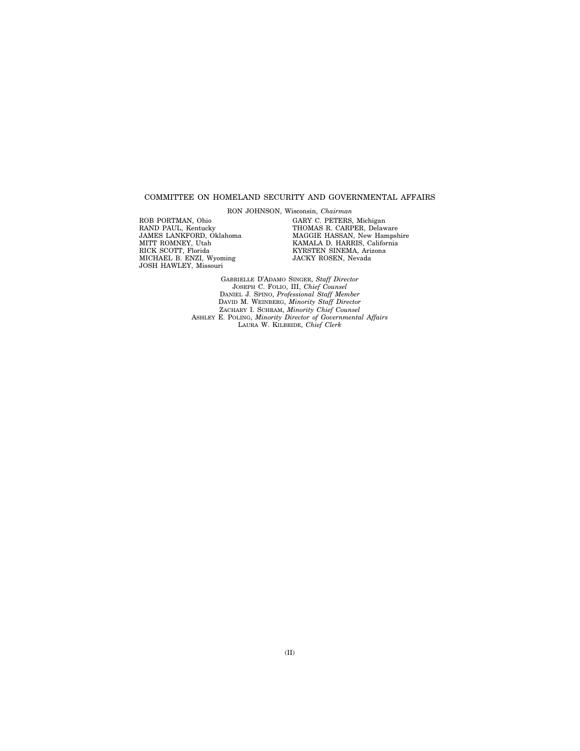COMMITTEE ON HOMELAND SECURITY AND GOVERNMENTAL AFFAIRS

RON JOHNSON, Wisconsin, *Chairman*

ROB PORTMAN, Ohio
RAND PAUL, Kentucky
JAMES LANKFORD, Oklahoma
MITT ROMNEY, Utah
RICK SCOTT, Florida
MICHAEL B. ENZI, Wyoming
JOSH HAWLEY, Missouri

GARY C. PETERS, Michigan
THOMAS R. CARPER, Delaware
MAGGIE HASSAN, New Hampshire
KAMALA D. HARRIS, California
KYRSTEN SINEMA, Arizona
JACKY ROSEN, Nevada

GABRIELLE D'ADAMO SINGER, *Staff Director*
JOSEPH C. FOLIO, III, *Chief Counsel*
DANIEL J. SPINO, *Professional Staff Member*
DAVID M. WEINBERG, *Minority Staff Director*
ZACHARY I. SCHRAM, *Minority Chief Counsel*
ASHLEY E. POLING, *Minority Director of Governmental Affairs*
LAURA W. KILBRIDE, *Chief Clerk*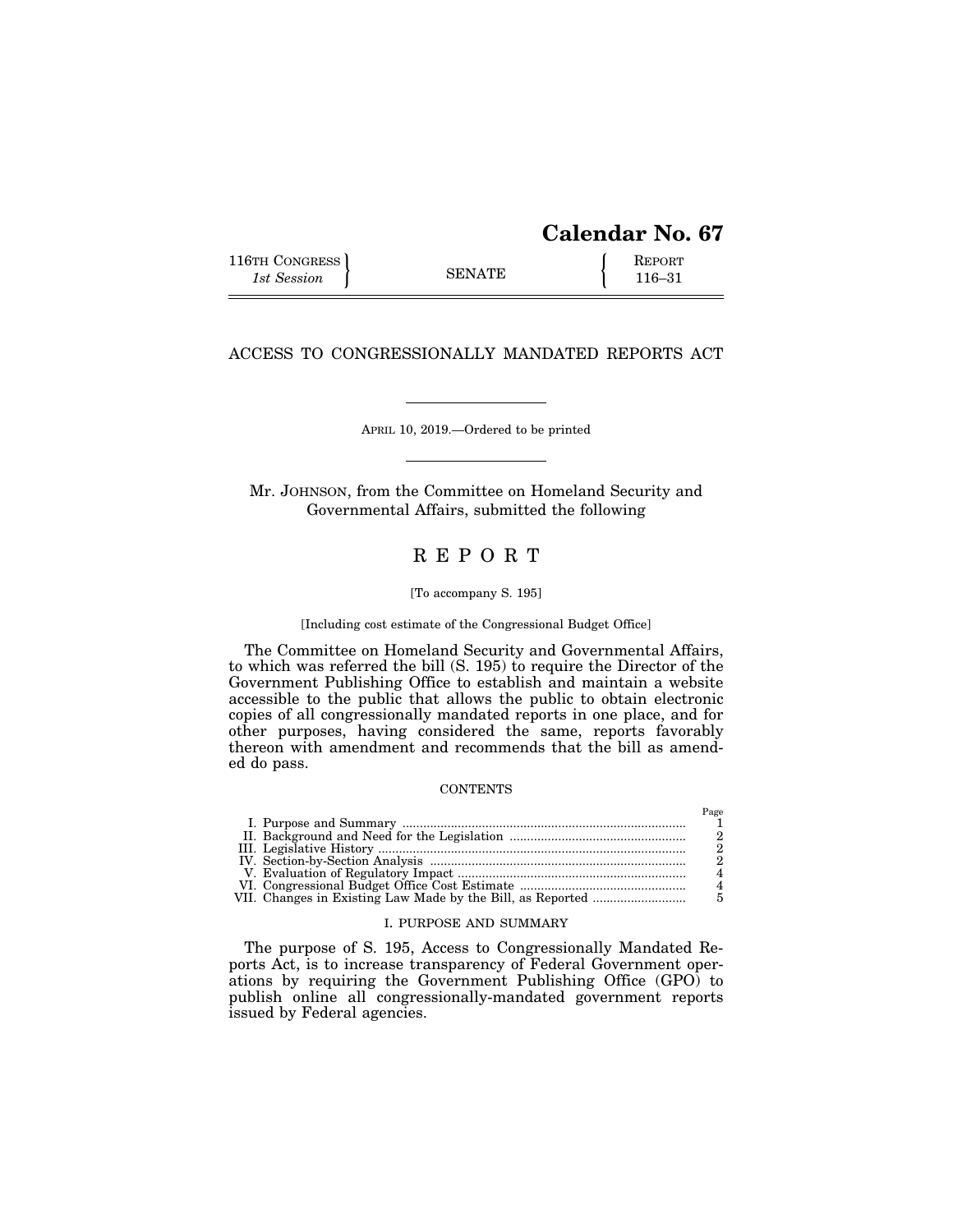# Calendar No. 67

116TH CONGRESS
*1st Session*

SENATE

REPORT
116–31

## ACCESS TO CONGRESSIONALLY MANDATED REPORTS ACT

APRIL 10, 2019.—Ordered to be printed

Mr. JOHNSON, from the Committee on Homeland Security and Governmental Affairs, submitted the following

## R E P O R T

[To accompany S. 195]

[Including cost estimate of the Congressional Budget Office]

The Committee on Homeland Security and Governmental Affairs, to which was referred the bill (S. 195) to require the Director of the Government Publishing Office to establish and maintain a website accessible to the public that allows the public to obtain electronic copies of all congressionally mandated reports in one place, and for other purposes, having considered the same, reports favorably thereon with amendment and recommends that the bill as amended do pass.

CONTENTS

| | Page |
|---|---|
| I. Purpose and Summary | 1 |
| II. Background and Need for the Legislation | 2 |
| III. Legislative History | 2 |
| IV. Section-by-Section Analysis | 2 |
| V. Evaluation of Regulatory Impact | 4 |
| VI. Congressional Budget Office Cost Estimate | 4 |
| VII. Changes in Existing Law Made by the Bill, as Reported | 5 |

### I. PURPOSE AND SUMMARY

The purpose of S. 195, Access to Congressionally Mandated Reports Act, is to increase transparency of Federal Government operations by requiring the Government Publishing Office (GPO) to publish online all congressionally-mandated government reports issued by Federal agencies.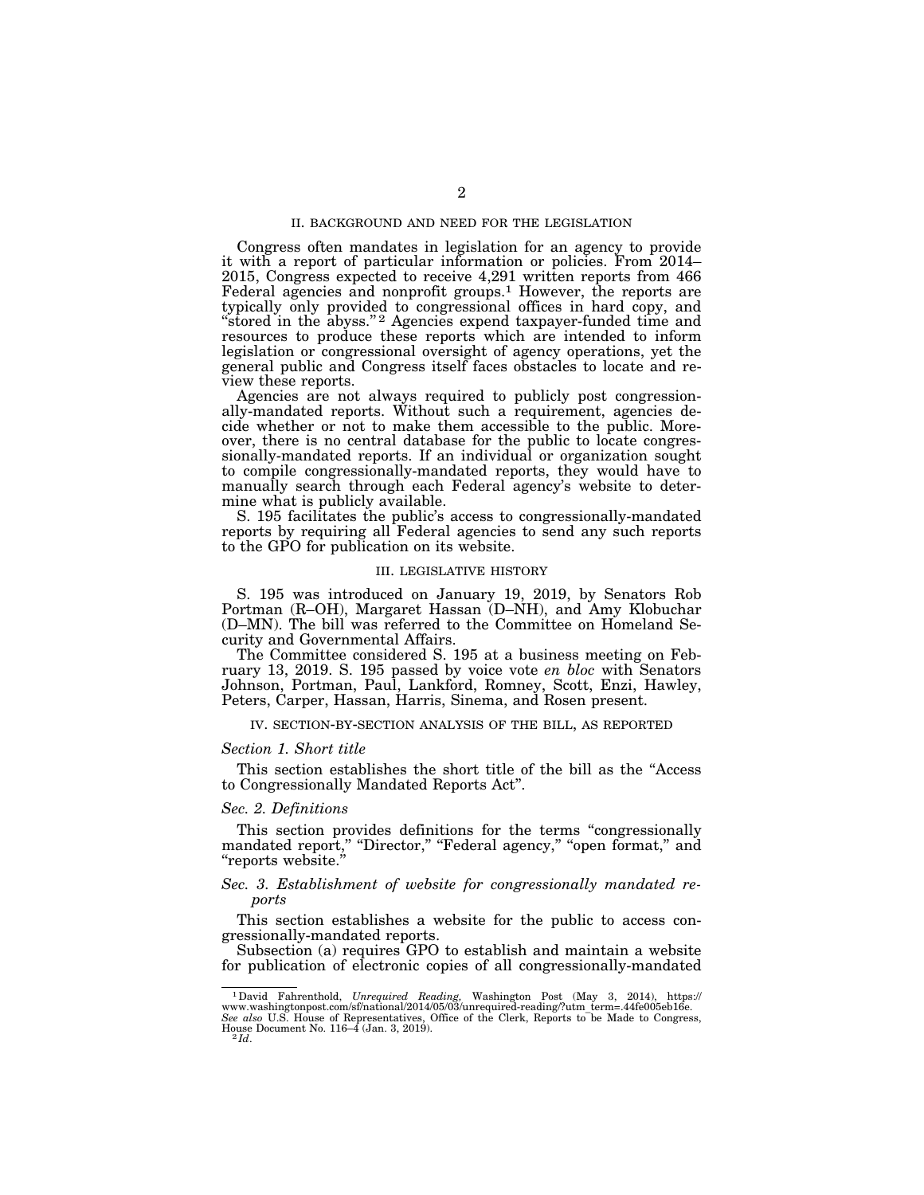## II. BACKGROUND AND NEED FOR THE LEGISLATION

Congress often mandates in legislation for an agency to provide it with a report of particular information or policies. From 2014–2015, Congress expected to receive 4,291 written reports from 466 Federal agencies and nonprofit groups.[1] However, the reports are typically only provided to congressional offices in hard copy, and "stored in the abyss."[2] Agencies expend taxpayer-funded time and resources to produce these reports which are intended to inform legislation or congressional oversight of agency operations, yet the general public and Congress itself faces obstacles to locate and review these reports.

Agencies are not always required to publicly post congressionally-mandated reports. Without such a requirement, agencies decide whether or not to make them accessible to the public. Moreover, there is no central database for the public to locate congressionally-mandated reports. If an individual or organization sought to compile congressionally-mandated reports, they would have to manually search through each Federal agency's website to determine what is publicly available.

S. 195 facilitates the public's access to congressionally-mandated reports by requiring all Federal agencies to send any such reports to the GPO for publication on its website.

## III. LEGISLATIVE HISTORY

S. 195 was introduced on January 19, 2019, by Senators Rob Portman (R–OH), Margaret Hassan (D–NH), and Amy Klobuchar (D–MN). The bill was referred to the Committee on Homeland Security and Governmental Affairs.

The Committee considered S. 195 at a business meeting on February 13, 2019. S. 195 passed by voice vote *en bloc* with Senators Johnson, Portman, Paul, Lankford, Romney, Scott, Enzi, Hawley, Peters, Carper, Hassan, Harris, Sinema, and Rosen present.

## IV. SECTION-BY-SECTION ANALYSIS OF THE BILL, AS REPORTED

### *Section 1. Short title*

This section establishes the short title of the bill as the "Access to Congressionally Mandated Reports Act".

### *Sec. 2. Definitions*

This section provides definitions for the terms "congressionally mandated report," "Director," "Federal agency," "open format," and "reports website."

### *Sec. 3. Establishment of website for congressionally mandated reports*

This section establishes a website for the public to access congressionally-mandated reports.

Subsection (a) requires GPO to establish and maintain a website for publication of electronic copies of all congressionally-mandated

---

[1] David Fahrenthold, *Unrequired Reading,* Washington Post (May 3, 2014), https://www.washingtonpost.com/sf/national/2014/05/03/unrequired-reading/?utm_term=.44fe005eb16e. *See also* U.S. House of Representatives, Office of the Clerk, Reports to be Made to Congress, House Document No. 116–4 (Jan. 3, 2019).

[2] *Id*.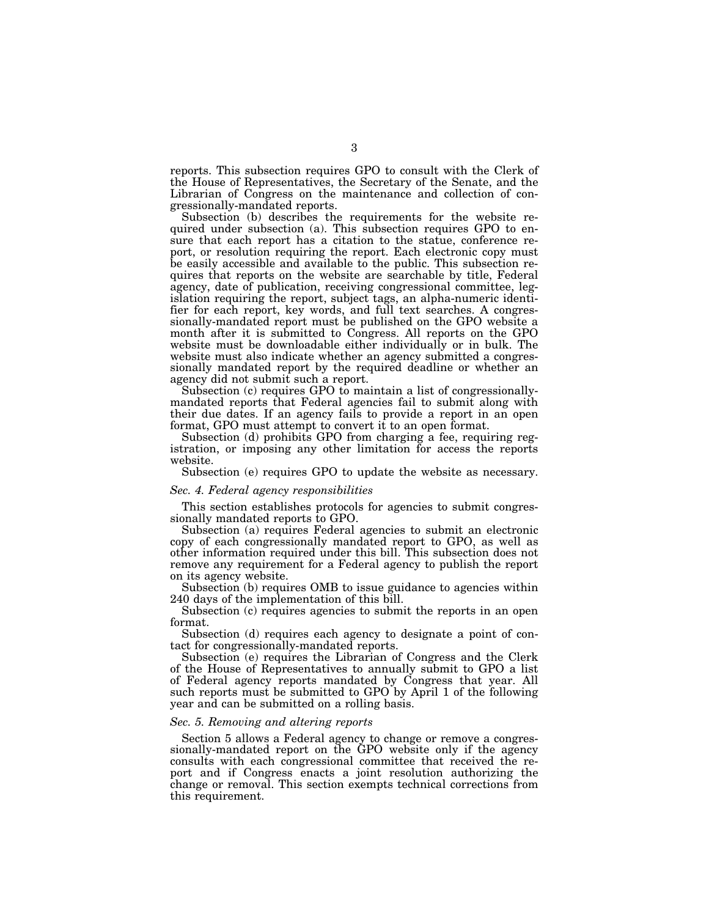reports. This subsection requires GPO to consult with the Clerk of the House of Representatives, the Secretary of the Senate, and the Librarian of Congress on the maintenance and collection of congressionally-mandated reports.

Subsection (b) describes the requirements for the website required under subsection (a). This subsection requires GPO to ensure that each report has a citation to the statue, conference report, or resolution requiring the report. Each electronic copy must be easily accessible and available to the public. This subsection requires that reports on the website are searchable by title, Federal agency, date of publication, receiving congressional committee, legislation requiring the report, subject tags, an alpha-numeric identifier for each report, key words, and full text searches. A congressionally-mandated report must be published on the GPO website a month after it is submitted to Congress. All reports on the GPO website must be downloadable either individually or in bulk. The website must also indicate whether an agency submitted a congressionally mandated report by the required deadline or whether an agency did not submit such a report.

Subsection (c) requires GPO to maintain a list of congressionally-mandated reports that Federal agencies fail to submit along with their due dates. If an agency fails to provide a report in an open format, GPO must attempt to convert it to an open format.

Subsection (d) prohibits GPO from charging a fee, requiring registration, or imposing any other limitation for access the reports website.

Subsection (e) requires GPO to update the website as necessary.

### *Sec. 4. Federal agency responsibilities*

This section establishes protocols for agencies to submit congressionally mandated reports to GPO.

Subsection (a) requires Federal agencies to submit an electronic copy of each congressionally mandated report to GPO, as well as other information required under this bill. This subsection does not remove any requirement for a Federal agency to publish the report on its agency website.

Subsection (b) requires OMB to issue guidance to agencies within 240 days of the implementation of this bill.

Subsection (c) requires agencies to submit the reports in an open format.

Subsection (d) requires each agency to designate a point of contact for congressionally-mandated reports.

Subsection (e) requires the Librarian of Congress and the Clerk of the House of Representatives to annually submit to GPO a list of Federal agency reports mandated by Congress that year. All such reports must be submitted to GPO by April 1 of the following year and can be submitted on a rolling basis.

### *Sec. 5. Removing and altering reports*

Section 5 allows a Federal agency to change or remove a congressionally-mandated report on the GPO website only if the agency consults with each congressional committee that received the report and if Congress enacts a joint resolution authorizing the change or removal. This section exempts technical corrections from this requirement.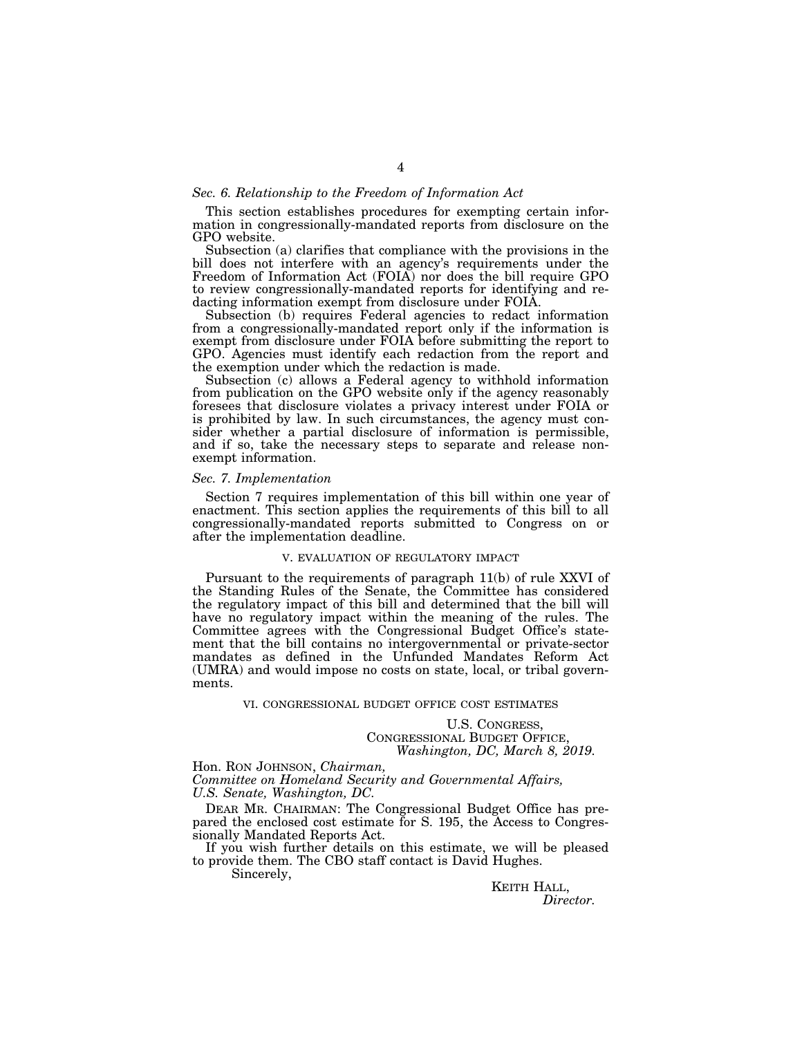*Sec. 6. Relationship to the Freedom of Information Act*

This section establishes procedures for exempting certain information in congressionally-mandated reports from disclosure on the GPO website.

Subsection (a) clarifies that compliance with the provisions in the bill does not interfere with an agency's requirements under the Freedom of Information Act (FOIA) nor does the bill require GPO to review congressionally-mandated reports for identifying and redacting information exempt from disclosure under FOIA.

Subsection (b) requires Federal agencies to redact information from a congressionally-mandated report only if the information is exempt from disclosure under FOIA before submitting the report to GPO. Agencies must identify each redaction from the report and the exemption under which the redaction is made.

Subsection (c) allows a Federal agency to withhold information from publication on the GPO website only if the agency reasonably foresees that disclosure violates a privacy interest under FOIA or is prohibited by law. In such circumstances, the agency must consider whether a partial disclosure of information is permissible, and if so, take the necessary steps to separate and release non-exempt information.

*Sec. 7. Implementation*

Section 7 requires implementation of this bill within one year of enactment. This section applies the requirements of this bill to all congressionally-mandated reports submitted to Congress on or after the implementation deadline.

## V. EVALUATION OF REGULATORY IMPACT

Pursuant to the requirements of paragraph 11(b) of rule XXVI of the Standing Rules of the Senate, the Committee has considered the regulatory impact of this bill and determined that the bill will have no regulatory impact within the meaning of the rules. The Committee agrees with the Congressional Budget Office's statement that the bill contains no intergovernmental or private-sector mandates as defined in the Unfunded Mandates Reform Act (UMRA) and would impose no costs on state, local, or tribal governments.

## VI. CONGRESSIONAL BUDGET OFFICE COST ESTIMATES

U.S. CONGRESS,
CONGRESSIONAL BUDGET OFFICE,
*Washington, DC, March 8, 2019.*

Hon. RON JOHNSON, *Chairman,*
*Committee on Homeland Security and Governmental Affairs,*
*U.S. Senate, Washington, DC.*

DEAR MR. CHAIRMAN: The Congressional Budget Office has prepared the enclosed cost estimate for S. 195, the Access to Congressionally Mandated Reports Act.

If you wish further details on this estimate, we will be pleased to provide them. The CBO staff contact is David Hughes.

Sincerely,

KEITH HALL,
*Director.*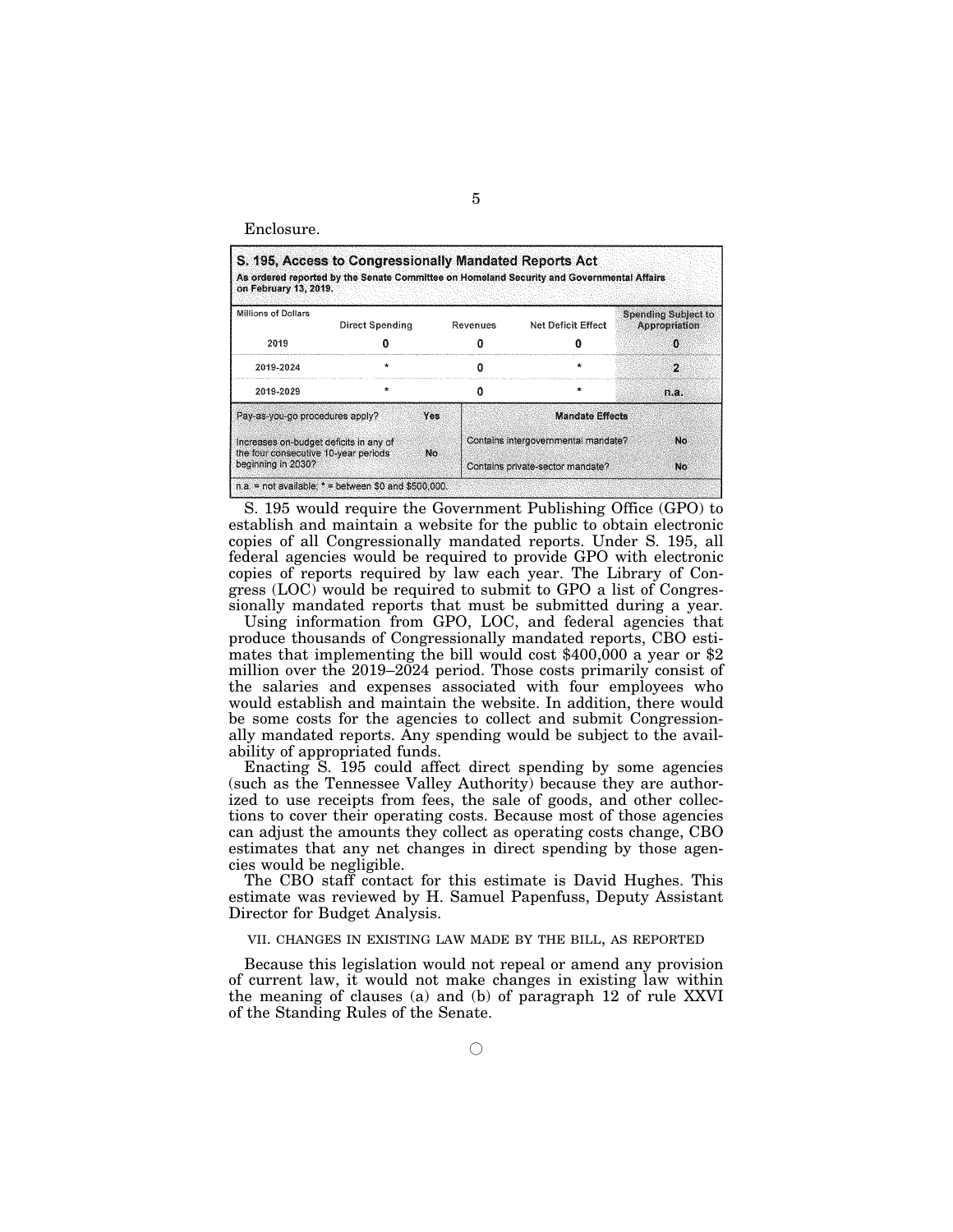Enclosure.

**S. 195, Access to Congressionally Mandated Reports Act**

**As ordered reported by the Senate Committee on Homeland Security and Governmental Affairs on February 13, 2019.**

| Millions of Dollars | Direct Spending | Revenues | Net Deficit Effect | Spending Subject to Appropriation |
|---|---|---|---|---|
| 2019 | 0 | 0 | 0 | 0 |
| 2019-2024 | * | 0 | * | 2 |
| 2019-2029 | * | 0 | * | n.a. |

| | | | |
|---|---|---|---|
| Pay-as-you-go procedures apply? | Yes | **Mandate Effects** | |
| Increases on-budget deficits in any of the four consecutive 10-year periods beginning in 2030? | No | Contains intergovernmental mandate? | No |
| | | Contains private-sector mandate? | No |

n.a. = not available; * = between $0 and $500,000.

S. 195 would require the Government Publishing Office (GPO) to establish and maintain a website for the public to obtain electronic copies of all Congressionally mandated reports. Under S. 195, all federal agencies would be required to provide GPO with electronic copies of reports required by law each year. The Library of Congress (LOC) would be required to submit to GPO a list of Congressionally mandated reports that must be submitted during a year.

Using information from GPO, LOC, and federal agencies that produce thousands of Congressionally mandated reports, CBO estimates that implementing the bill would cost $400,000 a year or $2 million over the 2019–2024 period. Those costs primarily consist of the salaries and expenses associated with four employees who would establish and maintain the website. In addition, there would be some costs for the agencies to collect and submit Congressionally mandated reports. Any spending would be subject to the availability of appropriated funds.

Enacting S. 195 could affect direct spending by some agencies (such as the Tennessee Valley Authority) because they are authorized to use receipts from fees, the sale of goods, and other collections to cover their operating costs. Because most of those agencies can adjust the amounts they collect as operating costs change, CBO estimates that any net changes in direct spending by those agencies would be negligible.

The CBO staff contact for this estimate is David Hughes. This estimate was reviewed by H. Samuel Papenfuss, Deputy Assistant Director for Budget Analysis.

## VII. CHANGES IN EXISTING LAW MADE BY THE BILL, AS REPORTED

Because this legislation would not repeal or amend any provision of current law, it would not make changes in existing law within the meaning of clauses (a) and (b) of paragraph 12 of rule XXVI of the Standing Rules of the Senate.